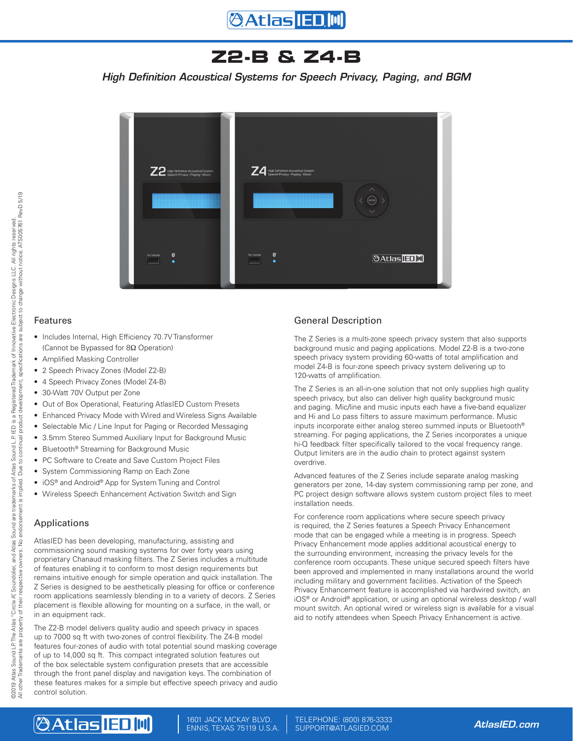# Z2-B & Z4-B

*High Definition Acoustical Systems for Speech Privacy, Paging, and BGM*

## Features

- Includes Internal, High Efficiency 70.7V Transformer (Cannot be Bypassed for 8Ω Operation)
- Amplified Masking Controller
- 2 Speech Privacy Zones (Model Z2-B)
- 4 Speech Privacy Zones (Model Z4-B)
- 30-Watt 70V Output per Zone
- Out of Box Operational, Featuring AtlasIED Custom Presets
- Enhanced Privacy Mode with Wired and Wireless Signs Available
- Selectable Mic / Line Input for Paging or Recorded Messaging
- 3.5mm Stereo Summed Auxiliary Input for Background Music
- Bluetooth® Streaming for Background Music
- PC Software to Create and Save Custom Project Files
- System Commissioning Ramp on Each Zone
- iOS® and Android® App for System Tuning and Control
- Wireless Speech Enhancement Activation Switch and Sign

## Applications

AtlasIED has been developing, manufacturing, assisting and commissioning sound masking systems for over forty years using proprietary Chanaud masking filters. The Z Series includes a multitude of features enabling it to conform to most design requirements but remains intuitive enough for simple operation and quick installation. The Z Series is designed to be aesthetically pleasing for office or conference room applications seamlessly blending in to a variety of decors. Z Series placement is flexible allowing for mounting on a surface, in the wall, or in an equipment rack.

The Z2-B model delivers quality audio and speech privacy in spaces up to 7000 sq ft with two-zones of control flexibility. The Z4-B model features four-zones of audio with total potential sound masking coverage of up to 14,000 sq ft. This compact integrated solution features out of the box selectable system configuration presets that are accessible through the front panel display and navigation keys. The combination of these features makes for a simple but effective speech privacy and audio control solution.

## General Description

The Z Series is a multi-zone speech privacy system that also supports background music and paging applications. Model Z2-B is a two-zone speech privacy system providing 60-watts of total amplification and model Z4-B is four-zone speech privacy system delivering up to 120-watts of amplification.

The Z Series is an all-in-one solution that not only supplies high quality speech privacy, but also can deliver high quality background music and paging. Mic/line and music inputs each have a five-band equalizer and Hi and Lo pass filters to assure maximum performance. Music inputs incorporate either analog stereo summed inputs or Bluetooth® streaming. For paging applications, the Z Series incorporates a unique hi-Q feedback filter specifically tailored to the vocal frequency range. Output limiters are in the audio chain to protect against system overdrive.

Advanced features of the Z Series include separate analog masking generators per zone, 14-day system commissioning ramp per zone, and PC project design software allows system custom project files to meet installation needs.

For conference room applications where secure speech privacy is required, the Z Series features a Speech Privacy Enhancement mode that can be engaged while a meeting is in progress. Speech Privacy Enhancement mode applies additional acoustical energy to the surrounding environment, increasing the privacy levels for the conference room occupants. These unique secured speech filters have been approved and implemented in many installations around the world including military and government facilities. Activation of the Speech Privacy Enhancement feature is accomplished via hardwired switch, an iOS® or Android® application, or using an optional wireless desktop / wall mount switch. An optional wired or wireless sign is available for a visual aid to notify attendees when Speech Privacy Enhancement is active.

©2019 Atlas Sound L.P. The Atlas "Circle A", Soundolier, and Atlas Sound are trademarks of Atlas Sound L.P. IED is a Registered Trademark of Innovative Electronic Designs LLC. All rights reserved. All other Trademarks are property of their respective owners. No endorsement is implied. Due to continual product development, specifications are subject to change without notice. ATS005761 RevD 5/19

1601 JACK MCKAY BLVD. ENNIS, TEXAS 75119 U.S.A. | TELEPHONE: (800) 876-3333 SUPPORT@ATLASIED.COM | AtlasIED.com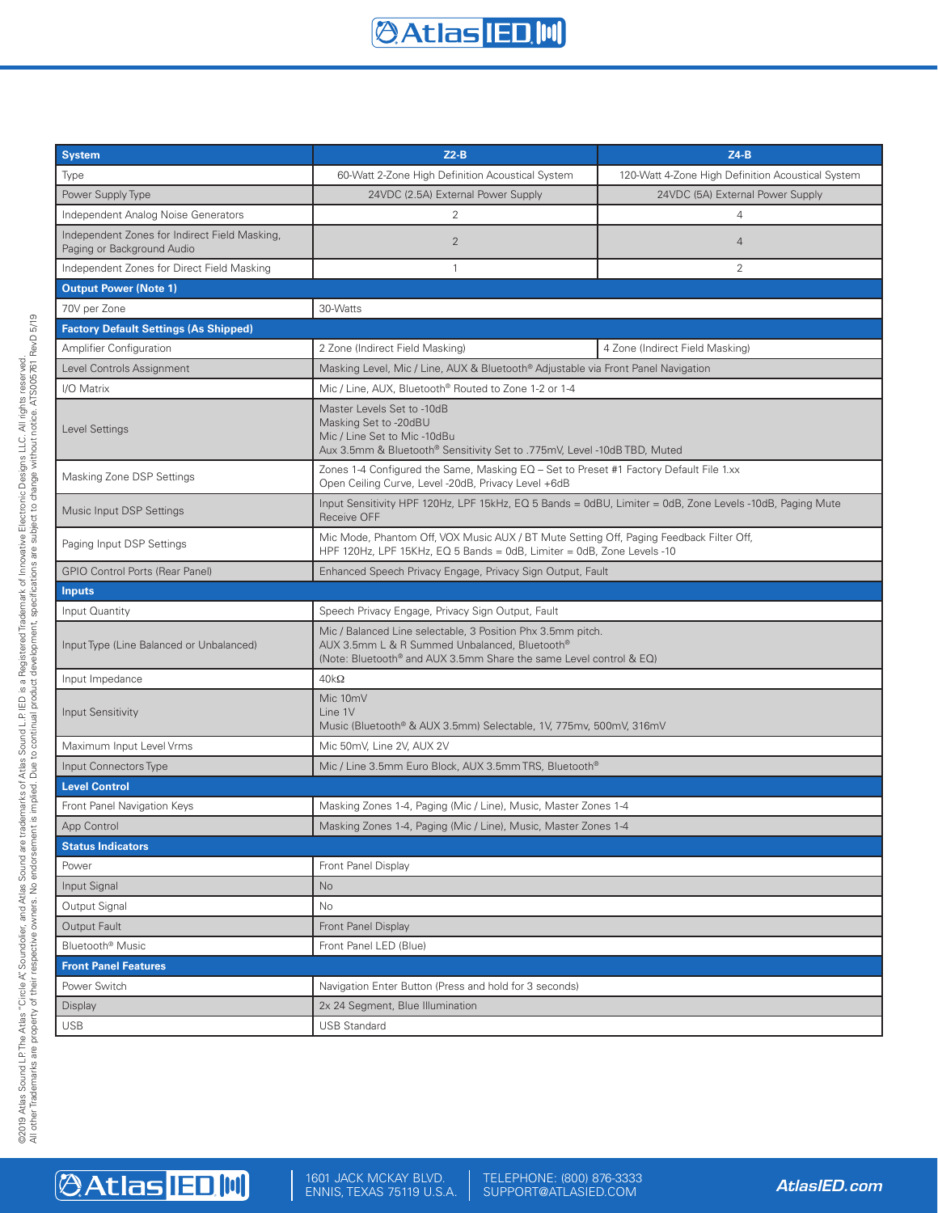| System | Z2-B | Z4-B |
|---|---|---|
| Type | 60-Watt 2-Zone High Definition Acoustical System | 120-Watt 4-Zone High Definition Acoustical System |
| Power Supply Type | 24VDC (2.5A) External Power Supply | 24VDC (5A) External Power Supply |
| Independent Analog Noise Generators | 2 | 4 |
| Independent Zones for Indirect Field Masking, Paging or Background Audio | 2 | 4 |
| Independent Zones for Direct Field Masking | 1 | 2 |
| **Output Power (Note 1)** | | |
| 70V per Zone | 30-Watts | |
| **Factory Default Settings (As Shipped)** | | |
| Amplifier Configuration | 2 Zone (Indirect Field Masking) | 4 Zone (Indirect Field Masking) |
| Level Controls Assignment | Masking Level, Mic / Line, AUX & Bluetooth® Adjustable via Front Panel Navigation | |
| I/O Matrix | Mic / Line, AUX, Bluetooth® Routed to Zone 1-2 or 1-4 | |
| Level Settings | Master Levels Set to -10dB<br>Masking Set to -20dBU<br>Mic / Line Set to Mic -10dBu<br>Aux 3.5mm & Bluetooth® Sensitivity Set to .775mV, Level -10dB TBD, Muted | |
| Masking Zone DSP Settings | Zones 1-4 Configured the Same, Masking EQ – Set to Preset #1 Factory Default File 1.xx<br>Open Ceiling Curve, Level -20dB, Privacy Level +6dB | |
| Music Input DSP Settings | Input Sensitivity HPF 120Hz, LPF 15kHz, EQ 5 Bands = 0dBU, Limiter = 0dB, Zone Levels -10dB, Paging Mute Receive OFF | |
| Paging Input DSP Settings | Mic Mode, Phantom Off, VOX Music AUX / BT Mute Setting Off, Paging Feedback Filter Off,<br>HPF 120Hz, LPF 15KHz, EQ 5 Bands = 0dB, Limiter = 0dB, Zone Levels -10 | |
| GPIO Control Ports (Rear Panel) | Enhanced Speech Privacy Engage, Privacy Sign Output, Fault | |
| **Inputs** | | |
| Input Quantity | Speech Privacy Engage, Privacy Sign Output, Fault | |
| Input Type (Line Balanced or Unbalanced) | Mic / Balanced Line selectable, 3 Position Phx 3.5mm pitch.<br>AUX 3.5mm L & R Summed Unbalanced, Bluetooth®<br>(Note: Bluetooth® and AUX 3.5mm Share the same Level control & EQ) | |
| Input Impedance | 40kΩ | |
| Input Sensitivity | Mic 10mV<br>Line 1V<br>Music (Bluetooth® & AUX 3.5mm) Selectable, 1V, 775mv, 500mV, 316mV | |
| Maximum Input Level Vrms | Mic 50mV, Line 2V, AUX 2V | |
| Input Connectors Type | Mic / Line 3.5mm Euro Block, AUX 3.5mm TRS, Bluetooth® | |
| **Level Control** | | |
| Front Panel Navigation Keys | Masking Zones 1-4, Paging (Mic / Line), Music, Master Zones 1-4 | |
| App Control | Masking Zones 1-4, Paging (Mic / Line), Music, Master Zones 1-4 | |
| **Status Indicators** | | |
| Power | Front Panel Display | |
| Input Signal | No | |
| Output Signal | No | |
| Output Fault | Front Panel Display | |
| Bluetooth® Music | Front Panel LED (Blue) | |
| **Front Panel Features** | | |
| Power Switch | Navigation Enter Button (Press and hold for 3 seconds) | |
| Display | 2x 24 Segment, Blue Illumination | |
| USB | USB Standard | |

©2019 Atlas Sound LP. The Atlas "Circle A", Soundolier, and Atlas Sound are trademarks of Atlas Sound L.P. IED is a Registered Trademark of Innovative Electronic Designs LLC. All rights reserved. All other Trademarks are property of their respective owners. No endorsement is implied. Due to continual product development, specifications are subject to change without notice. ATS005761 RevD 5/19

1601 JACK MCKAY BLVD.
ENNIS, TEXAS 75119 U.S.A.

TELEPHONE: (800) 876-3333
SUPPORT@ATLASIED.COM

AtlasIED.com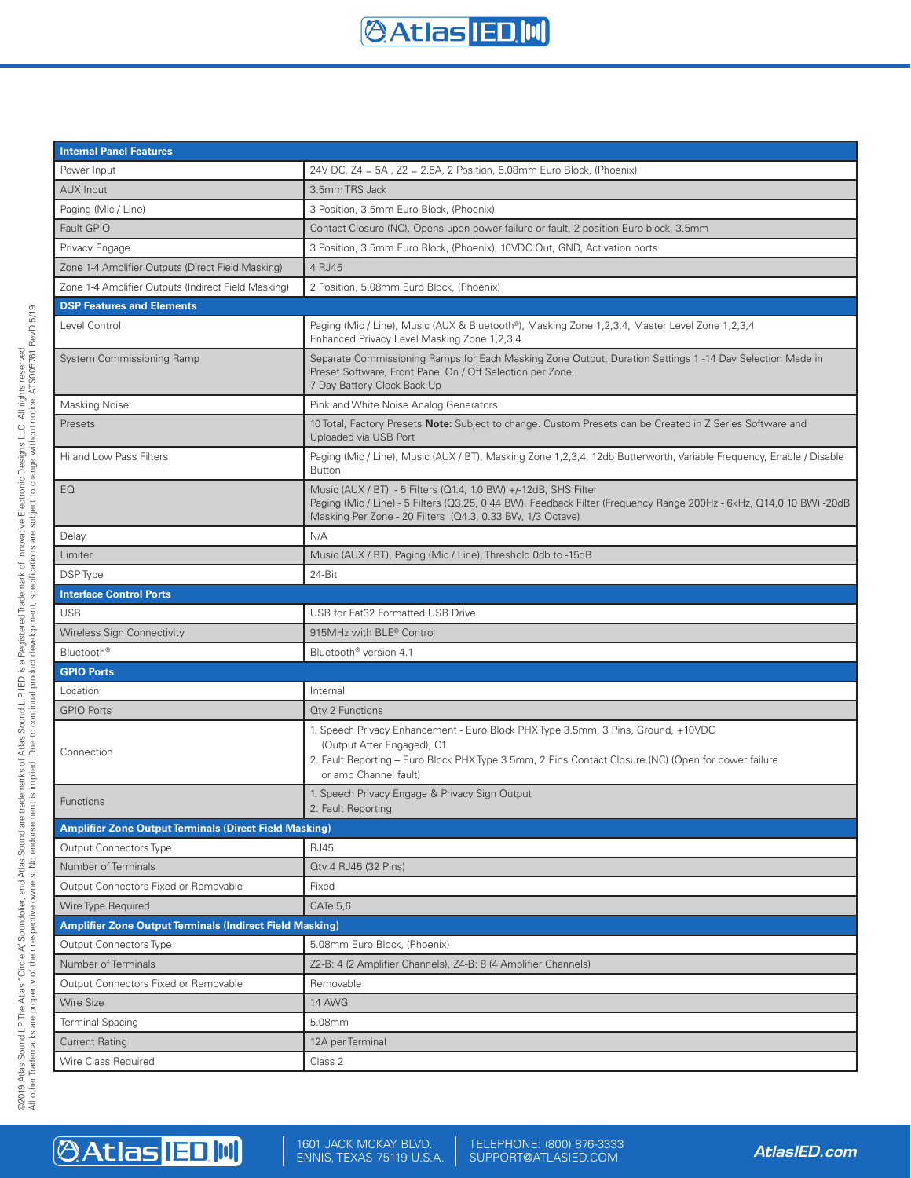| Internal Panel Features | |
|---|---|
| Power Input | 24V DC, Z4 = 5A , Z2 = 2.5A, 2 Position, 5.08mm Euro Block, (Phoenix) |
| AUX Input | 3.5mm TRS Jack |
| Paging (Mic / Line) | 3 Position, 3.5mm Euro Block, (Phoenix) |
| Fault GPIO | Contact Closure (NC), Opens upon power failure or fault, 2 position Euro block, 3.5mm |
| Privacy Engage | 3 Position, 3.5mm Euro Block, (Phoenix), 10VDC Out, GND, Activation ports |
| Zone 1-4 Amplifier Outputs (Direct Field Masking) | 4 RJ45 |
| Zone 1-4 Amplifier Outputs (Indirect Field Masking) | 2 Position, 5.08mm Euro Block, (Phoenix) |
| **DSP Features and Elements** | |
| Level Control | Paging (Mic / Line), Music (AUX & Bluetooth®), Masking Zone 1,2,3,4, Master Level Zone 1,2,3,4<br>Enhanced Privacy Level Masking Zone 1,2,3,4 |
| System Commissioning Ramp | Separate Commissioning Ramps for Each Masking Zone Output, Duration Settings 1 -14 Day Selection Made in Preset Software, Front Panel On / Off Selection per Zone,<br>7 Day Battery Clock Back Up |
| Masking Noise | Pink and White Noise Analog Generators |
| Presets | 10 Total, Factory Presets **Note:** Subject to change. Custom Presets can be Created in Z Series Software and Uploaded via USB Port |
| Hi and Low Pass Filters | Paging (Mic / Line), Music (AUX / BT), Masking Zone 1,2,3,4, 12db Butterworth, Variable Frequency, Enable / Disable Button |
| EQ | Music (AUX / BT) - 5 Filters (Q1.4, 1.0 BW) +/-12dB, SHS Filter<br>Paging (Mic / Line) - 5 Filters (Q3.25, 0.44 BW), Feedback Filter (Frequency Range 200Hz - 6kHz, Q14,0.10 BW) -20dB<br>Masking Per Zone - 20 Filters (Q4.3, 0.33 BW, 1/3 Octave) |
| Delay | N/A |
| Limiter | Music (AUX / BT), Paging (Mic / Line), Threshold 0db to -15dB |
| DSP Type | 24-Bit |
| **Interface Control Ports** | |
| USB | USB for Fat32 Formatted USB Drive |
| Wireless Sign Connectivity | 915MHz with BLE® Control |
| Bluetooth® | Bluetooth® version 4.1 |
| **GPIO Ports** | |
| Location | Internal |
| GPIO Ports | Qty 2 Functions |
| Connection | 1. Speech Privacy Enhancement - Euro Block PHX Type 3.5mm, 3 Pins, Ground, +10VDC (Output After Engaged), C1<br>2. Fault Reporting – Euro Block PHX Type 3.5mm, 2 Pins Contact Closure (NC) (Open for power failure or amp Channel fault) |
| Functions | 1. Speech Privacy Engage & Privacy Sign Output<br>2. Fault Reporting |
| **Amplifier Zone Output Terminals (Direct Field Masking)** | |
| Output Connectors Type | RJ45 |
| Number of Terminals | Qty 4 RJ45 (32 Pins) |
| Output Connectors Fixed or Removable | Fixed |
| Wire Type Required | CATe 5,6 |
| **Amplifier Zone Output Terminals (Indirect Field Masking)** | |
| Output Connectors Type | 5.08mm Euro Block, (Phoenix) |
| Number of Terminals | Z2-B: 4 (2 Amplifier Channels), Z4-B: 8 (4 Amplifier Channels) |
| Output Connectors Fixed or Removable | Removable |
| Wire Size | 14 AWG |
| Terminal Spacing | 5.08mm |
| Current Rating | 12A per Terminal |
| Wire Class Required | Class 2 |

©2019 Atlas Sound L.P. The Atlas "Circle A" Soundolier, and Atlas Sound are trademarks of Atlas Sound L.P. IED is a Registered Trademark of Innovative Electronic Designs LLC. All rights reserved. All other Trademarks are property of their respective owners. No endorsement is implied. Due to continual product development, specifications are subject to change without notice. ATS005761 RevD 5/19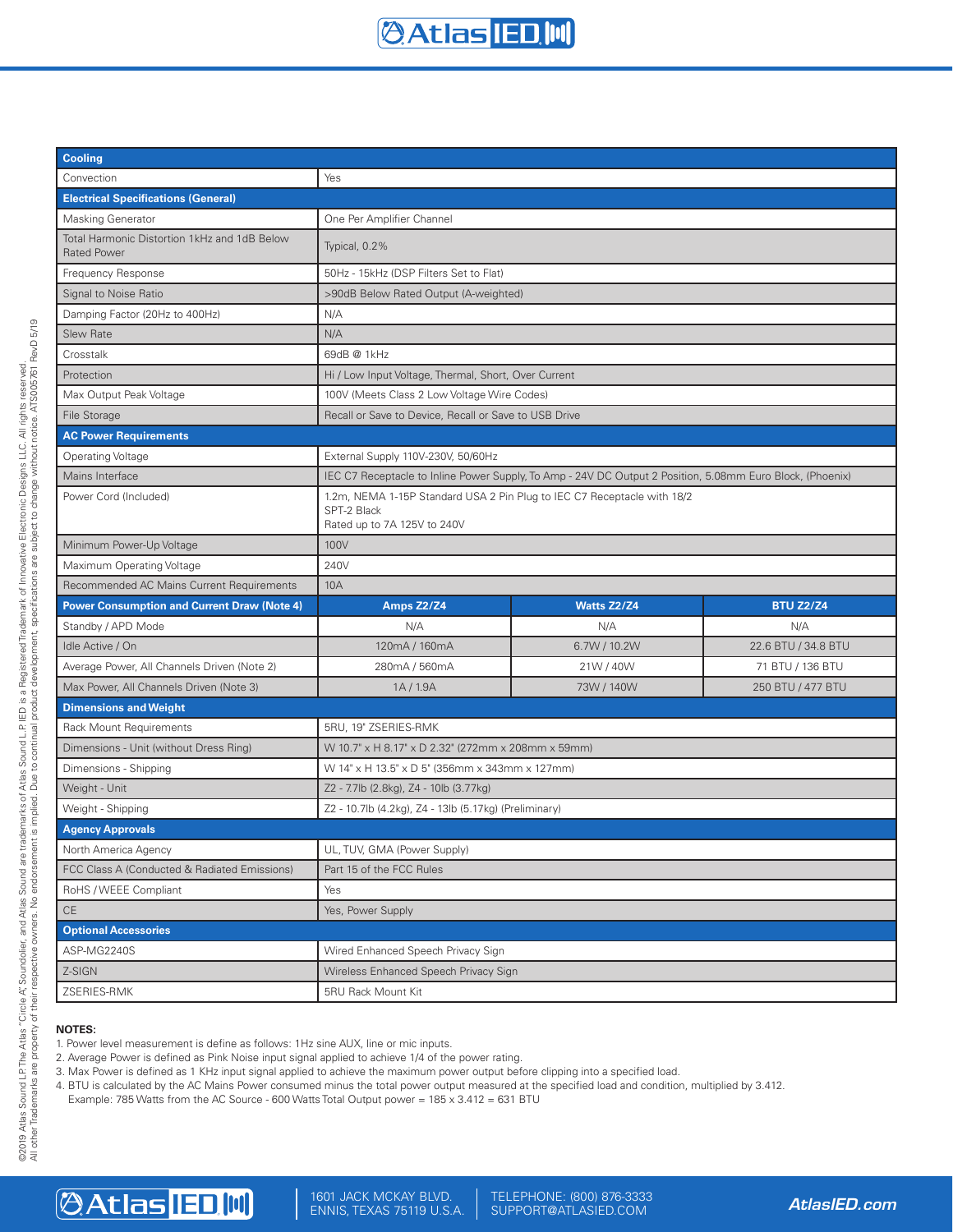| Cooling | | | |
|---|---|---|---|
| Convection | Yes | | |
| **Electrical Specifications (General)** | | | |
| Masking Generator | One Per Amplifier Channel | | |
| Total Harmonic Distortion 1kHz and 1dB Below Rated Power | Typical, 0.2% | | |
| Frequency Response | 50Hz - 15kHz (DSP Filters Set to Flat) | | |
| Signal to Noise Ratio | >90dB Below Rated Output (A-weighted) | | |
| Damping Factor (20Hz to 400Hz) | N/A | | |
| Slew Rate | N/A | | |
| Crosstalk | 69dB @ 1kHz | | |
| Protection | Hi / Low Input Voltage, Thermal, Short, Over Current | | |
| Max Output Peak Voltage | 100V (Meets Class 2 Low Voltage Wire Codes) | | |
| File Storage | Recall or Save to Device, Recall or Save to USB Drive | | |
| **AC Power Requirements** | | | |
| Operating Voltage | External Supply 110V-230V, 50/60Hz | | |
| Mains Interface | IEC C7 Receptacle to Inline Power Supply, To Amp - 24V DC Output 2 Position, 5.08mm Euro Block, (Phoenix) | | |
| Power Cord (Included) | 1.2m, NEMA 1-15P Standard USA 2 Pin Plug to IEC C7 Receptacle with 18/2 SPT-2 Black<br>Rated up to 7A 125V to 240V | | |
| Minimum Power-Up Voltage | 100V | | |
| Maximum Operating Voltage | 240V | | |
| Recommended AC Mains Current Requirements | 10A | | |
| **Power Consumption and Current Draw (Note 4)** | **Amps Z2/Z4** | **Watts Z2/Z4** | **BTU Z2/Z4** |
| Standby / APD Mode | N/A | N/A | N/A |
| Idle Active / On | 120mA / 160mA | 6.7W / 10.2W | 22.6 BTU / 34.8 BTU |
| Average Power, All Channels Driven (Note 2) | 280mA / 560mA | 21W / 40W | 71 BTU / 136 BTU |
| Max Power, All Channels Driven (Note 3) | 1A / 1.9A | 73W / 140W | 250 BTU / 477 BTU |
| **Dimensions and Weight** | | | |
| Rack Mount Requirements | 5RU, 19" ZSERIES-RMK | | |
| Dimensions - Unit (without Dress Ring) | W 10.7" x H 8.17" x D 2.32" (272mm x 208mm x 59mm) | | |
| Dimensions - Shipping | W 14" x H 13.5" x D 5" (356mm x 343mm x 127mm) | | |
| Weight - Unit | Z2 - 7.7lb (2.8kg), Z4 - 10lb (3.77kg) | | |
| Weight - Shipping | Z2 - 10.7lb (4.2kg), Z4 - 13lb (5.17kg) (Preliminary) | | |
| **Agency Approvals** | | | |
| North America Agency | UL, TUV, GMA (Power Supply) | | |
| FCC Class A (Conducted & Radiated Emissions) | Part 15 of the FCC Rules | | |
| RoHS / WEEE Compliant | Yes | | |
| CE | Yes, Power Supply | | |
| **Optional Accessories** | | | |
| ASP-MG2240S | Wired Enhanced Speech Privacy Sign | | |
| Z-SIGN | Wireless Enhanced Speech Privacy Sign | | |
| ZSERIES-RMK | 5RU Rack Mount Kit | | |

**NOTES:**

1. Power level measurement is define as follows: 1Hz sine AUX, line or mic inputs.
2. Average Power is defined as Pink Noise input signal applied to achieve 1/4 of the power rating.
3. Max Power is defined as 1 KHz input signal applied to achieve the maximum power output before clipping into a specified load.
4. BTU is calculated by the AC Mains Power consumed minus the total power output measured at the specified load and condition, multiplied by 3.412.
   Example: 785 Watts from the AC Source - 600 Watts Total Output power = 185 x 3.412 = 631 BTU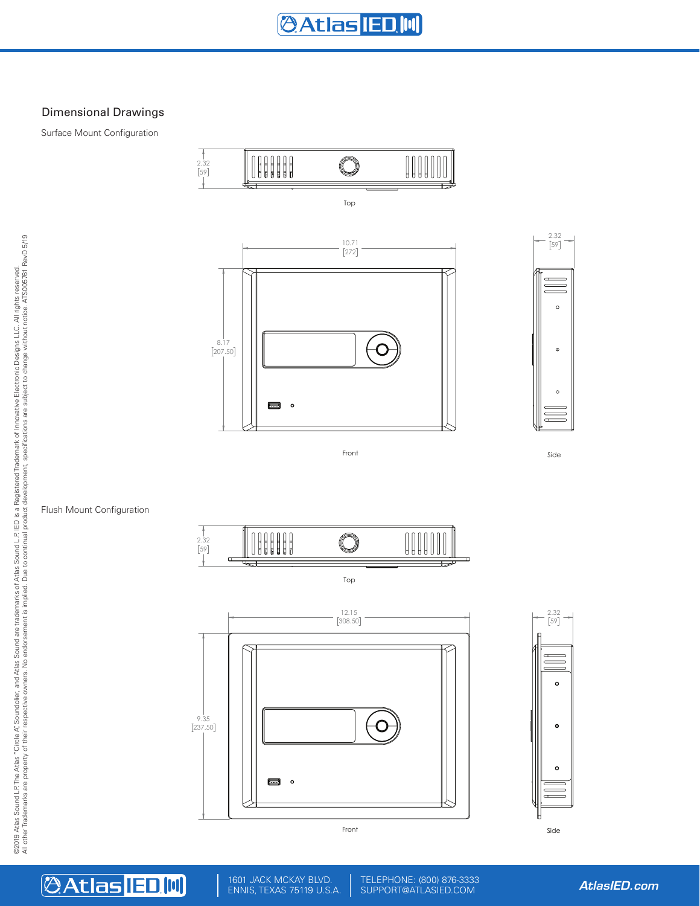## Dimensional Drawings

### Surface Mount Configuration

2.32
[59]

Top

10.71
[272]

8.17
[207.50]

2.32
[59]

Front

Side

### Flush Mount Configuration

2.32
[59]

Top

12.15
[308.50]

9.35
[237.50]

2.32
[59]

Front

Side

©2019 Atlas Sound L.P. The Atlas "Circle A" Soundolier, and Atlas Sound are trademarks of Atlas Sound L.P. IED is a Registered Trademark of Innovative Electronic Designs LLC. All rights reserved.
All other Trademarks are property of their respective owners. No endorsement is implied. Due to continual product development, specifications are subject to change without notice. ATS005761 RevD 5/19

1601 JACK MCKAY BLVD.
ENNIS, TEXAS 75119 U.S.A.

TELEPHONE: (800) 876-3333
SUPPORT@ATLASIED.COM

AtlasIED.com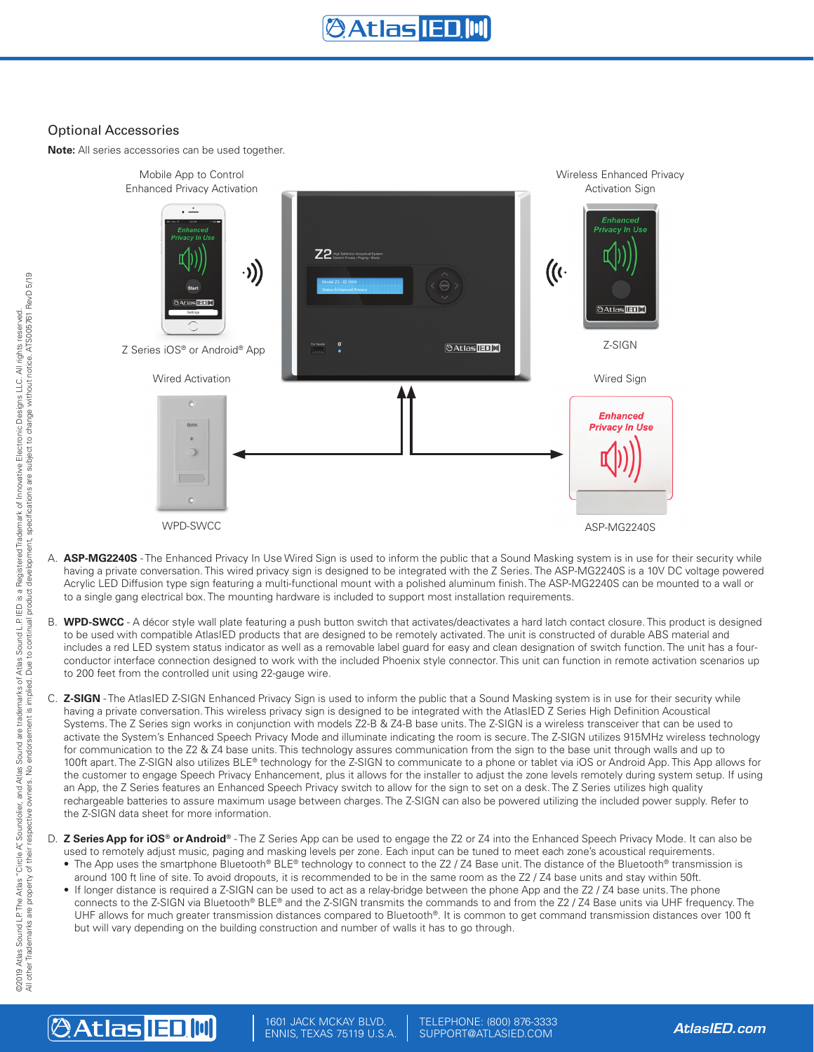## Optional Accessories

**Note:** All series accessories can be used together.

Mobile App to Control Enhanced Privacy Activation

Z Series iOS® or Android® App

Wireless Enhanced Privacy Activation Sign

Z-SIGN

Wired Activation

WPD-SWCC

Wired Sign

ASP-MG2240S

A. **ASP-MG2240S** - The Enhanced Privacy In Use Wired Sign is used to inform the public that a Sound Masking system is in use for their security while having a private conversation. This wired privacy sign is designed to be integrated with the Z Series. The ASP-MG2240S is a 10V DC voltage powered Acrylic LED Diffusion type sign featuring a multi-functional mount with a polished aluminum finish. The ASP-MG2240S can be mounted to a wall or to a single gang electrical box. The mounting hardware is included to support most installation requirements.

B. **WPD-SWCC** - A décor style wall plate featuring a push button switch that activates/deactivates a hard latch contact closure. This product is designed to be used with compatible AtlasIED products that are designed to be remotely activated. The unit is constructed of durable ABS material and includes a red LED system status indicator as well as a removable label guard for easy and clean designation of switch function. The unit has a four-conductor interface connection designed to work with the included Phoenix style connector. This unit can function in remote activation scenarios up to 200 feet from the controlled unit using 22-gauge wire.

C. **Z-SIGN** - The AtlasIED Z-SIGN Enhanced Privacy Sign is used to inform the public that a Sound Masking system is in use for their security while having a private conversation. This wireless privacy sign is designed to be integrated with the AtlasIED Z Series High Definition Acoustical Systems. The Z Series sign works in conjunction with models Z2-B & Z4-B base units. The Z-SIGN is a wireless transceiver that can be used to activate the System's Enhanced Speech Privacy Mode and illuminate indicating the room is secure. The Z-SIGN utilizes 915MHz wireless technology for communication to the Z2 & Z4 base units. This technology assures communication from the sign to the base unit through walls and up to 100ft apart. The Z-SIGN also utilizes BLE® technology for the Z-SIGN to communicate to a phone or tablet via iOS or Android App. This App allows for the customer to engage Speech Privacy Enhancement, plus it allows for the installer to adjust the zone levels remotely during system setup. If using an App, the Z Series features an Enhanced Speech Privacy switch to allow for the sign to set on a desk. The Z Series utilizes high quality rechargeable batteries to assure maximum usage between charges. The Z-SIGN can also be powered utilizing the included power supply. Refer to the Z-SIGN data sheet for more information.

D. **Z Series App for iOS® or Android®** - The Z Series App can be used to engage the Z2 or Z4 into the Enhanced Speech Privacy Mode. It can also be used to remotely adjust music, paging and masking levels per zone. Each input can be tuned to meet each zone's acoustical requirements.
   - The App uses the smartphone Bluetooth® BLE® technology to connect to the Z2 / Z4 Base unit. The distance of the Bluetooth® transmission is around 100 ft line of site. To avoid dropouts, it is recommended to be in the same room as the Z2 / Z4 base units and stay within 50ft.
   - If longer distance is required a Z-SIGN can be used to act as a relay-bridge between the phone App and the Z2 / Z4 base units. The phone connects to the Z-SIGN via Bluetooth® BLE® and the Z-SIGN transmits the commands to and from the Z2 / Z4 Base units via UHF frequency. The UHF allows for much greater transmission distances compared to Bluetooth®. It is common to get command transmission distances over 100 ft but will vary depending on the building construction and number of walls it has to go through.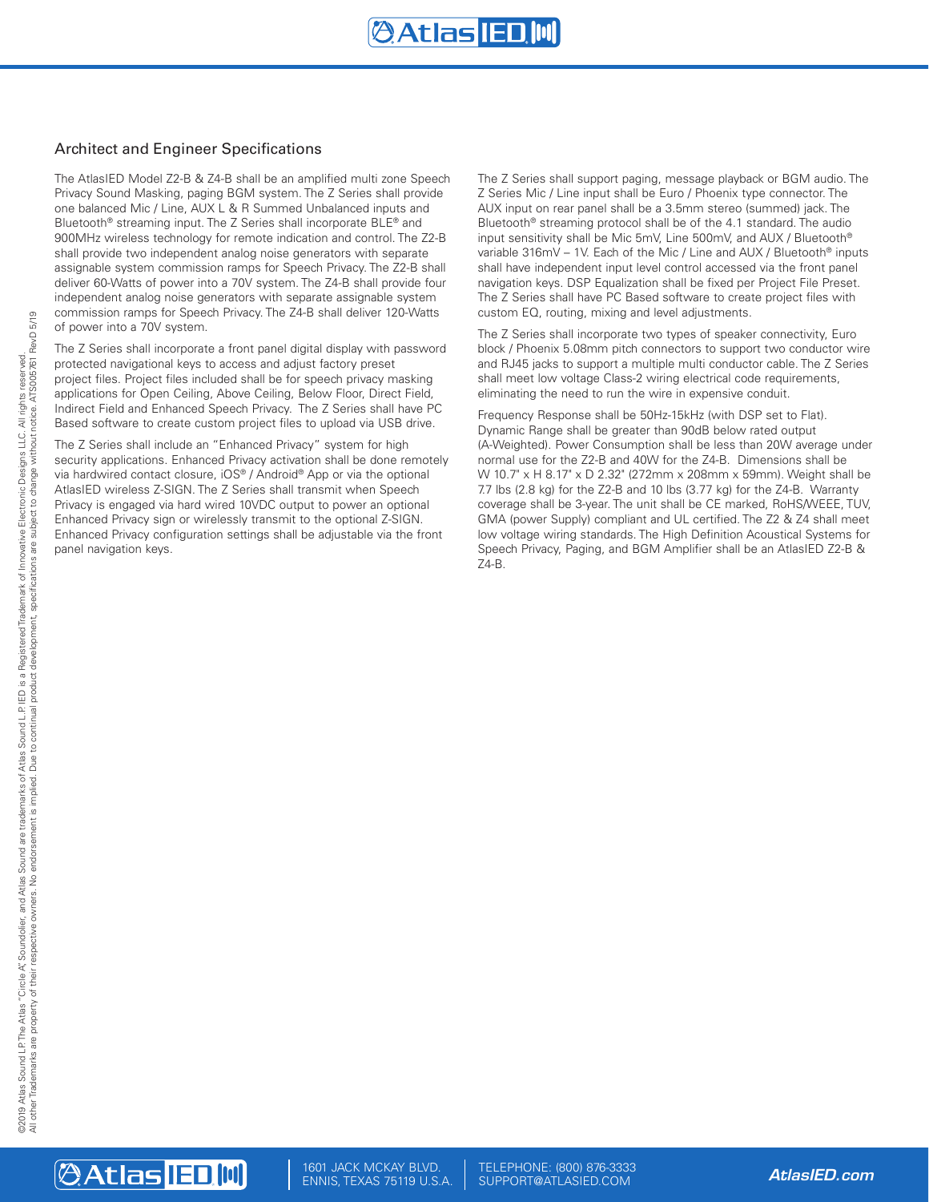## Architect and Engineer Specifications

The AtlasIED Model Z2-B & Z4-B shall be an amplified multi zone Speech Privacy Sound Masking, paging BGM system. The Z Series shall provide one balanced Mic / Line, AUX L & R Summed Unbalanced inputs and Bluetooth® streaming input. The Z Series shall incorporate BLE® and 900MHz wireless technology for remote indication and control. The Z2-B shall provide two independent analog noise generators with separate assignable system commission ramps for Speech Privacy. The Z2-B shall deliver 60-Watts of power into a 70V system. The Z4-B shall provide four independent analog noise generators with separate assignable system commission ramps for Speech Privacy. The Z4-B shall deliver 120-Watts of power into a 70V system.

The Z Series shall incorporate a front panel digital display with password protected navigational keys to access and adjust factory preset project files. Project files included shall be for speech privacy masking applications for Open Ceiling, Above Ceiling, Below Floor, Direct Field, Indirect Field and Enhanced Speech Privacy. The Z Series shall have PC Based software to create custom project files to upload via USB drive.

The Z Series shall include an "Enhanced Privacy" system for high security applications. Enhanced Privacy activation shall be done remotely via hardwired contact closure, iOS® / Android® App or via the optional AtlasIED wireless Z-SIGN. The Z Series shall transmit when Speech Privacy is engaged via hard wired 10VDC output to power an optional Enhanced Privacy sign or wirelessly transmit to the optional Z-SIGN. Enhanced Privacy configuration settings shall be adjustable via the front panel navigation keys.

The Z Series shall support paging, message playback or BGM audio. The Z Series Mic / Line input shall be Euro / Phoenix type connector. The AUX input on rear panel shall be a 3.5mm stereo (summed) jack. The Bluetooth® streaming protocol shall be of the 4.1 standard. The audio input sensitivity shall be Mic 5mV, Line 500mV, and AUX / Bluetooth® variable 316mV – 1V. Each of the Mic / Line and AUX / Bluetooth® inputs shall have independent input level control accessed via the front panel navigation keys. DSP Equalization shall be fixed per Project File Preset. The Z Series shall have PC Based software to create project files with custom EQ, routing, mixing and level adjustments.

The Z Series shall incorporate two types of speaker connectivity, Euro block / Phoenix 5.08mm pitch connectors to support two conductor wire and RJ45 jacks to support a multiple multi conductor cable. The Z Series shall meet low voltage Class-2 wiring electrical code requirements, eliminating the need to run the wire in expensive conduit.

Frequency Response shall be 50Hz-15kHz (with DSP set to Flat). Dynamic Range shall be greater than 90dB below rated output (A-Weighted). Power Consumption shall be less than 20W average under normal use for the Z2-B and 40W for the Z4-B. Dimensions shall be W 10.7" x H 8.17" x D 2.32" (272mm x 208mm x 59mm). Weight shall be 7.7 lbs (2.8 kg) for the Z2-B and 10 lbs (3.77 kg) for the Z4-B. Warranty coverage shall be 3-year. The unit shall be CE marked, RoHS/WEEE, TUV, GMA (power Supply) compliant and UL certified. The Z2 & Z4 shall meet low voltage wiring standards. The High Definition Acoustical Systems for Speech Privacy, Paging, and BGM Amplifier shall be an AtlasIED Z2-B & Z4-B.

©2019 Atlas Sound LP. The Atlas "Circle A", Soundolier, and Atlas Sound are trademarks of Atlas Sound L.P. IED is a Registered Trademark of Innovative Electronic Designs LLC. All rights reserved.
All other Trademarks are property of their respective owners. No endorsement is implied. Due to continual product development, specifications are subject to change without notice. ATS005761 RevD 5/19

1601 JACK MCKAY BLVD.
ENNIS, TEXAS 75119 U.S.A.

TELEPHONE: (800) 876-3333
SUPPORT@ATLASIED.COM

AtlasIED.com